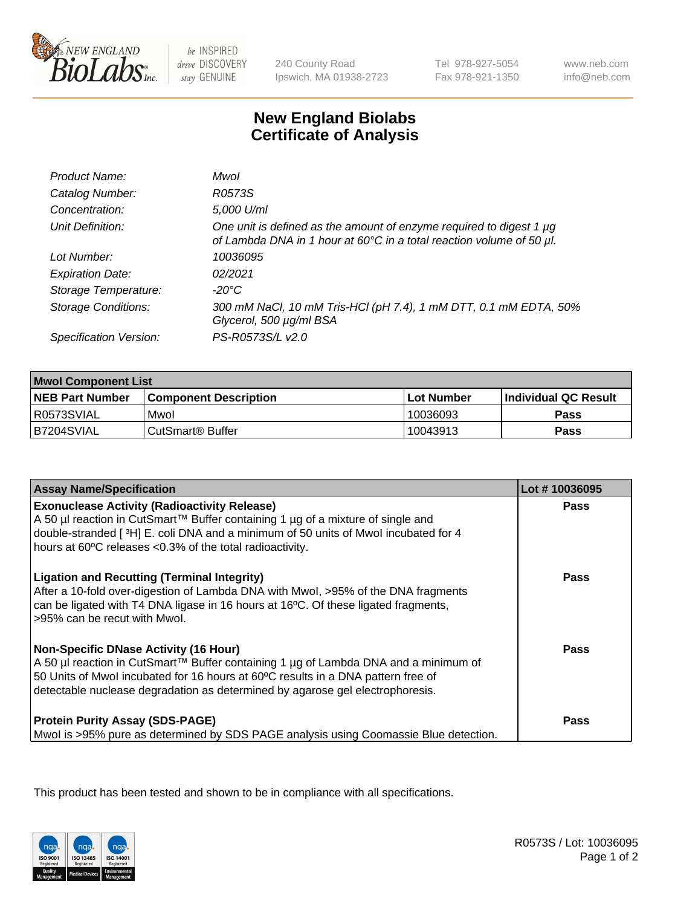# New England Biolabs Certificate of Analysis

| | |
|---|---|
| *Product Name:* | *MwoI* |
| *Catalog Number:* | *R0573S* |
| *Concentration:* | *5,000 U/ml* |
| *Unit Definition:* | *One unit is defined as the amount of enzyme required to digest 1 µg of Lambda DNA in 1 hour at 60°C in a total reaction volume of 50 µl.* |
| *Lot Number:* | *10036095* |
| *Expiration Date:* | *02/2021* |
| *Storage Temperature:* | *-20°C* |
| *Storage Conditions:* | *300 mM NaCl, 10 mM Tris-HCl (pH 7.4), 1 mM DTT, 0.1 mM EDTA, 50% Glycerol, 500 µg/ml BSA* |
| *Specification Version:* | *PS-R0573S/L v2.0* |

| MwoI Component List | | | |
|---|---|---|---|
| **NEB Part Number** | **Component Description** | **Lot Number** | **Individual QC Result** |
| R0573SVIAL | MwoI | 10036093 | **Pass** |
| B7204SVIAL | CutSmart® Buffer | 10043913 | **Pass** |

| Assay Name/Specification | Lot # 10036095 |
|---|---|
| **Exonuclease Activity (Radioactivity Release)** A 50 µl reaction in CutSmart™ Buffer containing 1 µg of a mixture of single and double-stranded [ $^3$H] E. coli DNA and a minimum of 50 units of MwoI incubated for 4 hours at 60ºC releases <0.3% of the total radioactivity. | **Pass** |
| **Ligation and Recutting (Terminal Integrity)** After a 10-fold over-digestion of Lambda DNA with MwoI, >95% of the DNA fragments can be ligated with T4 DNA ligase in 16 hours at 16ºC. Of these ligated fragments, >95% can be recut with MwoI. | **Pass** |
| **Non-Specific DNase Activity (16 Hour)** A 50 µl reaction in CutSmart™ Buffer containing 1 µg of Lambda DNA and a minimum of 50 Units of MwoI incubated for 16 hours at 60ºC results in a DNA pattern free of detectable nuclease degradation as determined by agarose gel electrophoresis. | **Pass** |
| **Protein Purity Assay (SDS-PAGE)** MwoI is >95% pure as determined by SDS PAGE analysis using Coomassie Blue detection. | **Pass** |

This product has been tested and shown to be in compliance with all specifications.

R0573S / Lot: 10036095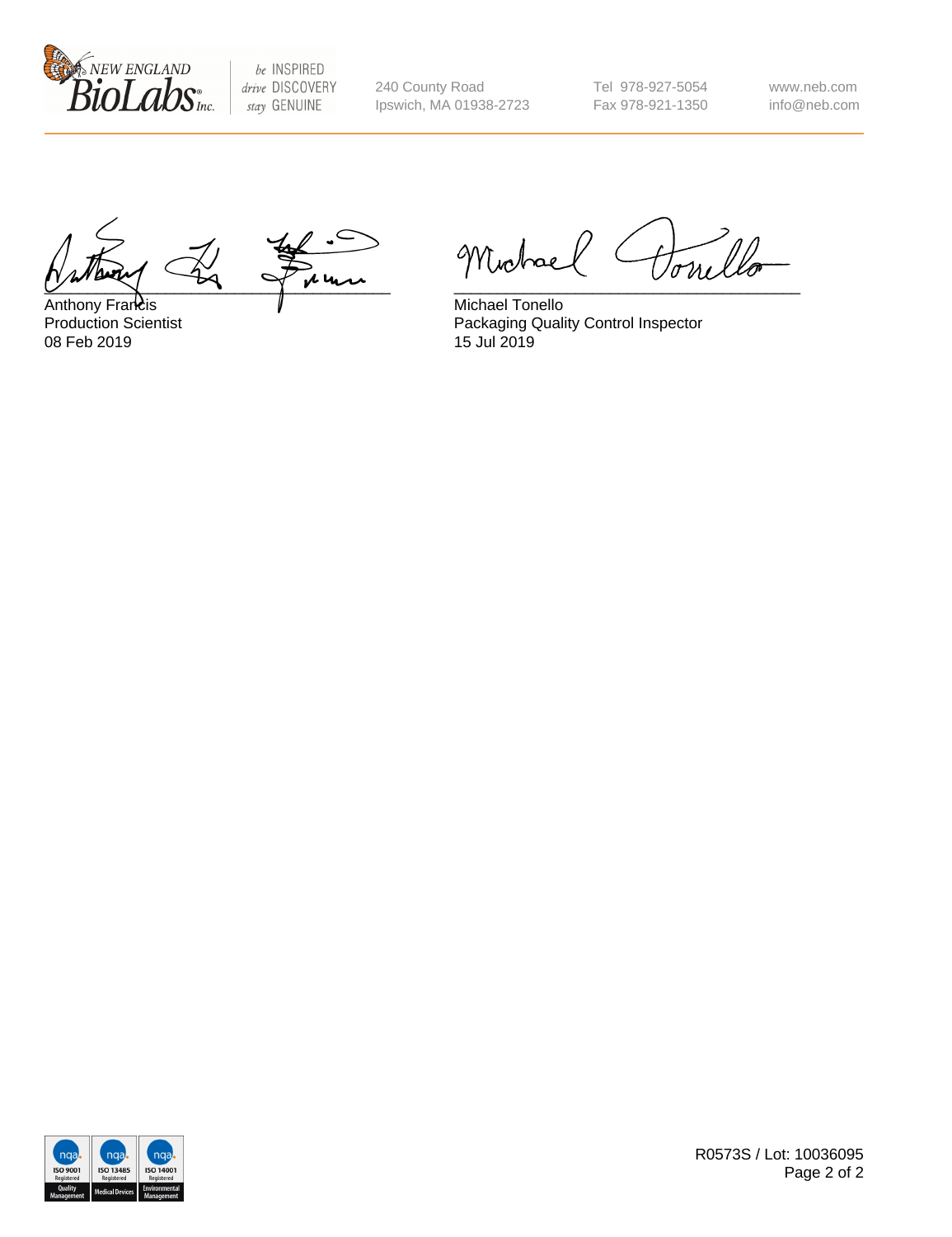Anthony Francis
Production Scientist
08 Feb 2019

Michael Tonello
Packaging Quality Control Inspector
15 Jul 2019

R0573S / Lot: 10036095